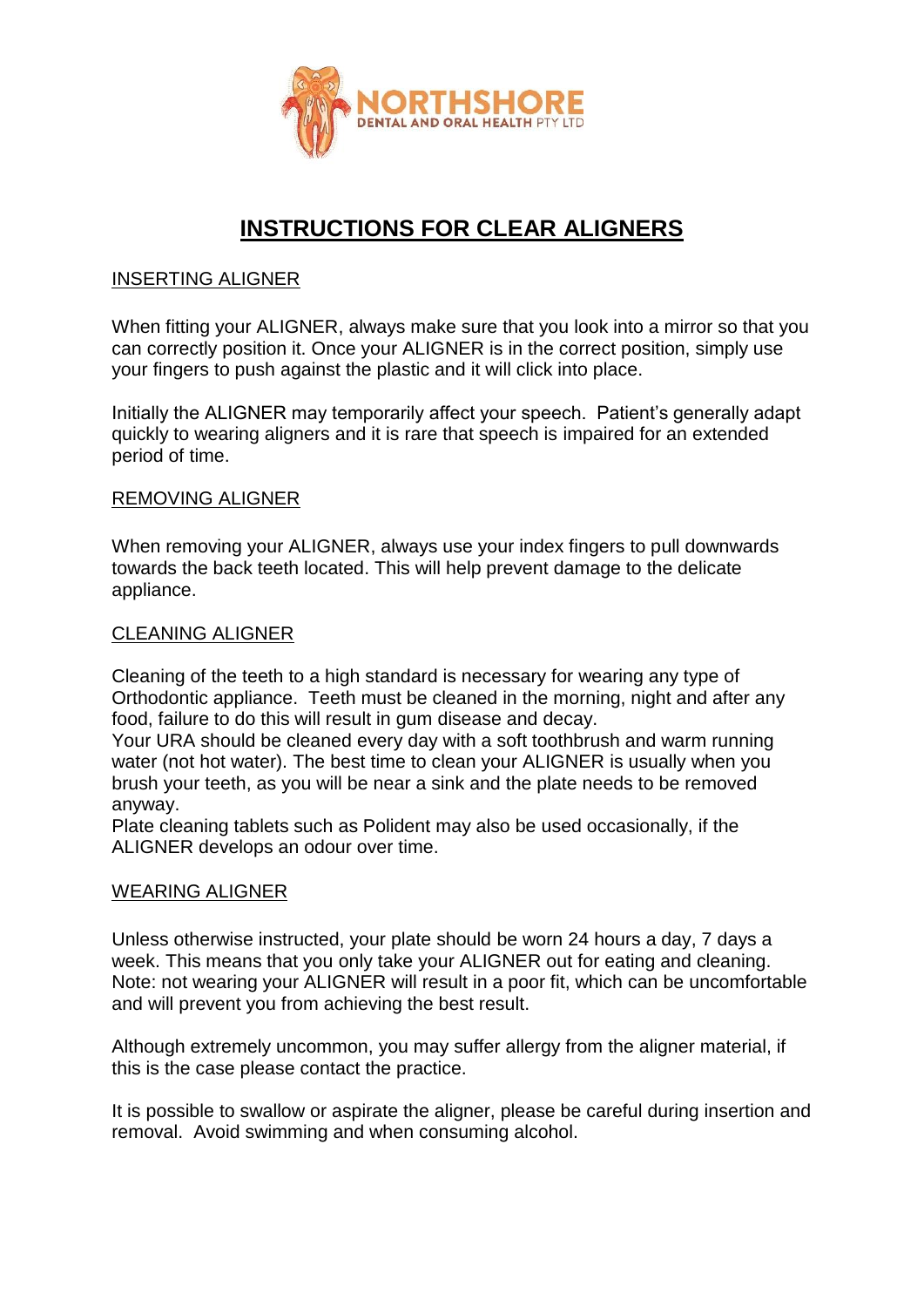NORTHSHORE
DENTAL AND ORAL HEALTH PTY LTD

# INSTRUCTIONS FOR CLEAR ALIGNERS

## INSERTING ALIGNER

When fitting your ALIGNER, always make sure that you look into a mirror so that you can correctly position it. Once your ALIGNER is in the correct position, simply use your fingers to push against the plastic and it will click into place.

Initially the ALIGNER may temporarily affect your speech. Patient's generally adapt quickly to wearing aligners and it is rare that speech is impaired for an extended period of time.

## REMOVING ALIGNER

When removing your ALIGNER, always use your index fingers to pull downwards towards the back teeth located. This will help prevent damage to the delicate appliance.

## CLEANING ALIGNER

Cleaning of the teeth to a high standard is necessary for wearing any type of Orthodontic appliance. Teeth must be cleaned in the morning, night and after any food, failure to do this will result in gum disease and decay.
Your URA should be cleaned every day with a soft toothbrush and warm running water (not hot water). The best time to clean your ALIGNER is usually when you brush your teeth, as you will be near a sink and the plate needs to be removed anyway.
Plate cleaning tablets such as Polident may also be used occasionally, if the ALIGNER develops an odour over time.

## WEARING ALIGNER

Unless otherwise instructed, your plate should be worn 24 hours a day, 7 days a week. This means that you only take your ALIGNER out for eating and cleaning.
Note: not wearing your ALIGNER will result in a poor fit, which can be uncomfortable and will prevent you from achieving the best result.

Although extremely uncommon, you may suffer allergy from the aligner material, if this is the case please contact the practice.

It is possible to swallow or aspirate the aligner, please be careful during insertion and removal. Avoid swimming and when consuming alcohol.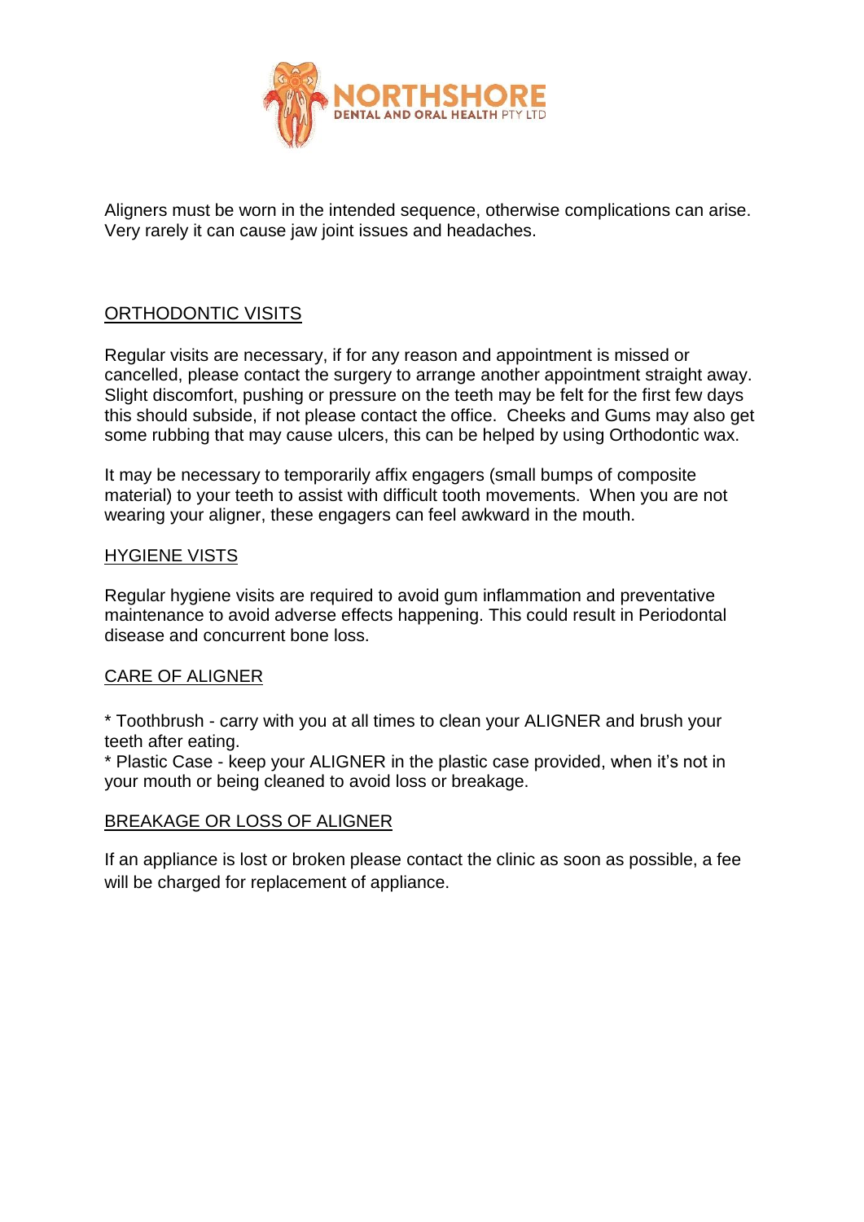Aligners must be worn in the intended sequence, otherwise complications can arise. Very rarely it can cause jaw joint issues and headaches.

## ORTHODONTIC VISITS

Regular visits are necessary, if for any reason and appointment is missed or cancelled, please contact the surgery to arrange another appointment straight away. Slight discomfort, pushing or pressure on the teeth may be felt for the first few days this should subside, if not please contact the office. Cheeks and Gums may also get some rubbing that may cause ulcers, this can be helped by using Orthodontic wax.

It may be necessary to temporarily affix engagers (small bumps of composite material) to your teeth to assist with difficult tooth movements. When you are not wearing your aligner, these engagers can feel awkward in the mouth.

## HYGIENE VISTS

Regular hygiene visits are required to avoid gum inflammation and preventative maintenance to avoid adverse effects happening. This could result in Periodontal disease and concurrent bone loss.

## CARE OF ALIGNER

* Toothbrush - carry with you at all times to clean your ALIGNER and brush your teeth after eating.
* Plastic Case - keep your ALIGNER in the plastic case provided, when it's not in your mouth or being cleaned to avoid loss or breakage.

## BREAKAGE OR LOSS OF ALIGNER

If an appliance is lost or broken please contact the clinic as soon as possible, a fee will be charged for replacement of appliance.